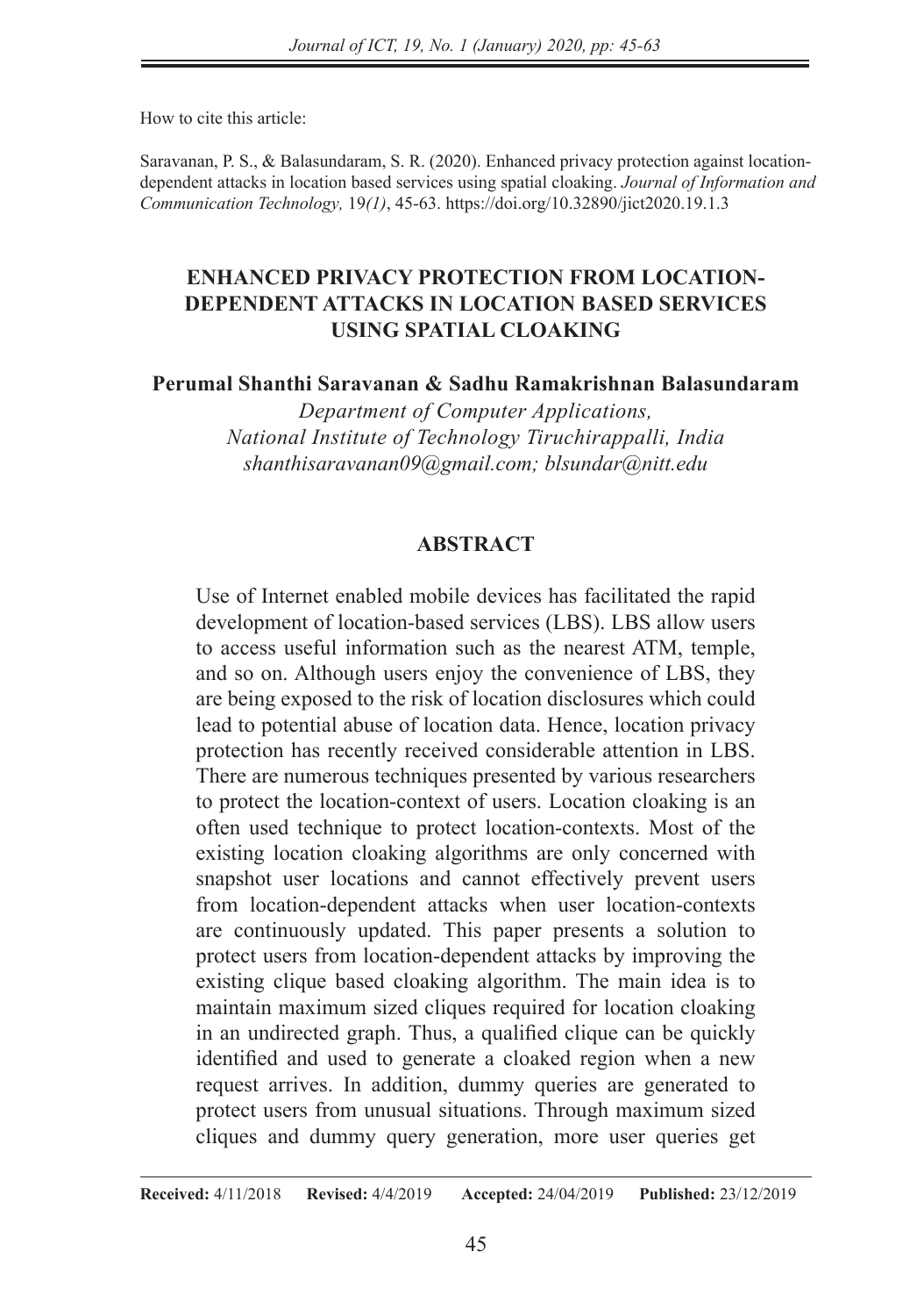How to cite this article:

Saravanan, P. S., & Balasundaram, S. R. (2020). Enhanced privacy protection against location-dependent attacks in location based services using spatial cloaking. *Journal of Information and Communication Technology,* 19*(1)*, 45-63. https://doi.org/10.32890/jict2020.19.1.3

# ENHANCED PRIVACY PROTECTION FROM LOCATION-DEPENDENT ATTACKS IN LOCATION BASED SERVICES USING SPATIAL CLOAKING

**Perumal Shanthi Saravanan & Sadhu Ramakrishnan Balasundaram**

*Department of Computer Applications,*
*National Institute of Technology Tiruchirappalli, India*
*shanthisaravanan09@gmail.com; blsundar@nitt.edu*

## ABSTRACT

Use of Internet enabled mobile devices has facilitated the rapid development of location-based services (LBS). LBS allow users to access useful information such as the nearest ATM, temple, and so on. Although users enjoy the convenience of LBS, they are being exposed to the risk of location disclosures which could lead to potential abuse of location data. Hence, location privacy protection has recently received considerable attention in LBS. There are numerous techniques presented by various researchers to protect the location-context of users. Location cloaking is an often used technique to protect location-contexts. Most of the existing location cloaking algorithms are only concerned with snapshot user locations and cannot effectively prevent users from location-dependent attacks when user location-contexts are continuously updated. This paper presents a solution to protect users from location-dependent attacks by improving the existing clique based cloaking algorithm. The main idea is to maintain maximum sized cliques required for location cloaking in an undirected graph. Thus, a qualified clique can be quickly identified and used to generate a cloaked region when a new request arrives. In addition, dummy queries are generated to protect users from unusual situations. Through maximum sized cliques and dummy query generation, more user queries get

**Received:** 4/11/2018 **Revised:** 4/4/2019 **Accepted:** 24/04/2019 **Published:** 23/12/2019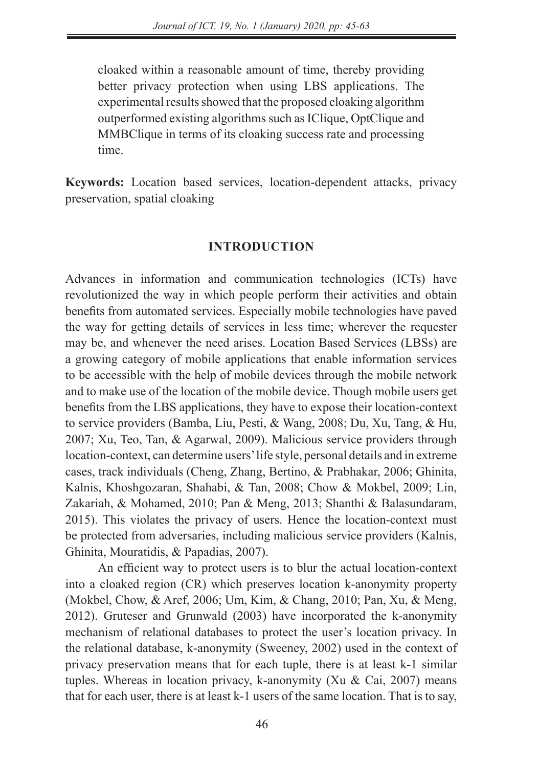cloaked within a reasonable amount of time, thereby providing better privacy protection when using LBS applications. The experimental results showed that the proposed cloaking algorithm outperformed existing algorithms such as IClique, OptClique and MMBClique in terms of its cloaking success rate and processing time.

**Keywords:** Location based services, location-dependent attacks, privacy preservation, spatial cloaking

## INTRODUCTION

Advances in information and communication technologies (ICTs) have revolutionized the way in which people perform their activities and obtain benefits from automated services. Especially mobile technologies have paved the way for getting details of services in less time; wherever the requester may be, and whenever the need arises. Location Based Services (LBSs) are a growing category of mobile applications that enable information services to be accessible with the help of mobile devices through the mobile network and to make use of the location of the mobile device. Though mobile users get benefits from the LBS applications, they have to expose their location-context to service providers (Bamba, Liu, Pesti, & Wang, 2008; Du, Xu, Tang, & Hu, 2007; Xu, Teo, Tan, & Agarwal, 2009). Malicious service providers through location-context, can determine users' life style, personal details and in extreme cases, track individuals (Cheng, Zhang, Bertino, & Prabhakar, 2006; Ghinita, Kalnis, Khoshgozaran, Shahabi, & Tan, 2008; Chow & Mokbel, 2009; Lin, Zakariah, & Mohamed, 2010; Pan & Meng, 2013; Shanthi & Balasundaram, 2015). This violates the privacy of users. Hence the location-context must be protected from adversaries, including malicious service providers (Kalnis, Ghinita, Mouratidis, & Papadias, 2007).

An efficient way to protect users is to blur the actual location-context into a cloaked region (CR) which preserves location k-anonymity property (Mokbel, Chow, & Aref, 2006; Um, Kim, & Chang, 2010; Pan, Xu, & Meng, 2012). Gruteser and Grunwald (2003) have incorporated the k-anonymity mechanism of relational databases to protect the user's location privacy. In the relational database, k-anonymity (Sweeney, 2002) used in the context of privacy preservation means that for each tuple, there is at least k-1 similar tuples. Whereas in location privacy, k-anonymity (Xu & Cai, 2007) means that for each user, there is at least k-1 users of the same location. That is to say,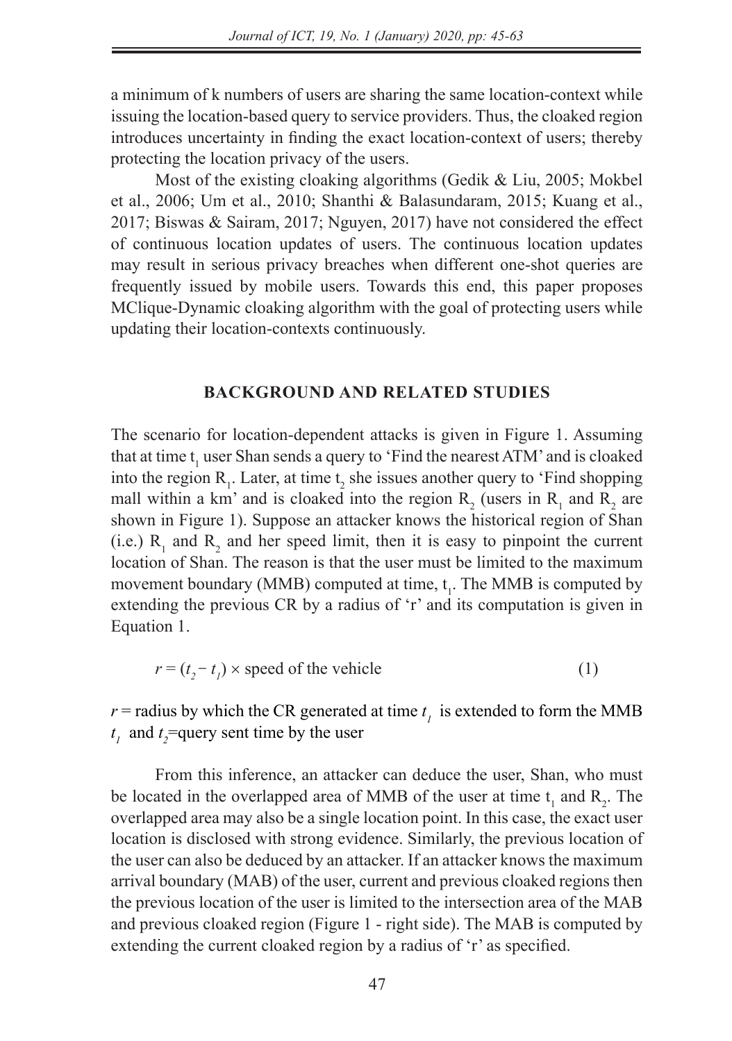a minimum of k numbers of users are sharing the same location-context while issuing the location-based query to service providers. Thus, the cloaked region introduces uncertainty in finding the exact location-context of users; thereby protecting the location privacy of the users.

Most of the existing cloaking algorithms (Gedik & Liu, 2005; Mokbel et al., 2006; Um et al., 2010; Shanthi & Balasundaram, 2015; Kuang et al., 2017; Biswas & Sairam, 2017; Nguyen, 2017) have not considered the effect of continuous location updates of users. The continuous location updates may result in serious privacy breaches when different one-shot queries are frequently issued by mobile users. Towards this end, this paper proposes MClique-Dynamic cloaking algorithm with the goal of protecting users while updating their location-contexts continuously.

## BACKGROUND AND RELATED STUDIES

The scenario for location-dependent attacks is given in Figure 1. Assuming that at time $t_1$ user Shan sends a query to 'Find the nearest ATM' and is cloaked into the region $R_1$. Later, at time $t_2$ she issues another query to 'Find shopping mall within a km' and is cloaked into the region $R_2$ (users in $R_1$ and $R_2$ are shown in Figure 1). Suppose an attacker knows the historical region of Shan (i.e.) $R_1$ and $R_2$ and her speed limit, then it is easy to pinpoint the current location of Shan. The reason is that the user must be limited to the maximum movement boundary (MMB) computed at time, $t_1$. The MMB is computed by extending the previous CR by a radius of 'r' and its computation is given in Equation 1.

$$r = (t_2 - t_1) \times \text{speed of the vehicle} \tag{1}$$

$r$ = radius by which the CR generated at time $t_1$ is extended to form the MMB
$t_1$ and $t_2$=query sent time by the user

From this inference, an attacker can deduce the user, Shan, who must be located in the overlapped area of MMB of the user at time $t_1$ and $R_2$. The overlapped area may also be a single location point. In this case, the exact user location is disclosed with strong evidence. Similarly, the previous location of the user can also be deduced by an attacker. If an attacker knows the maximum arrival boundary (MAB) of the user, current and previous cloaked regions then the previous location of the user is limited to the intersection area of the MAB and previous cloaked region (Figure 1 - right side). The MAB is computed by extending the current cloaked region by a radius of 'r' as specified.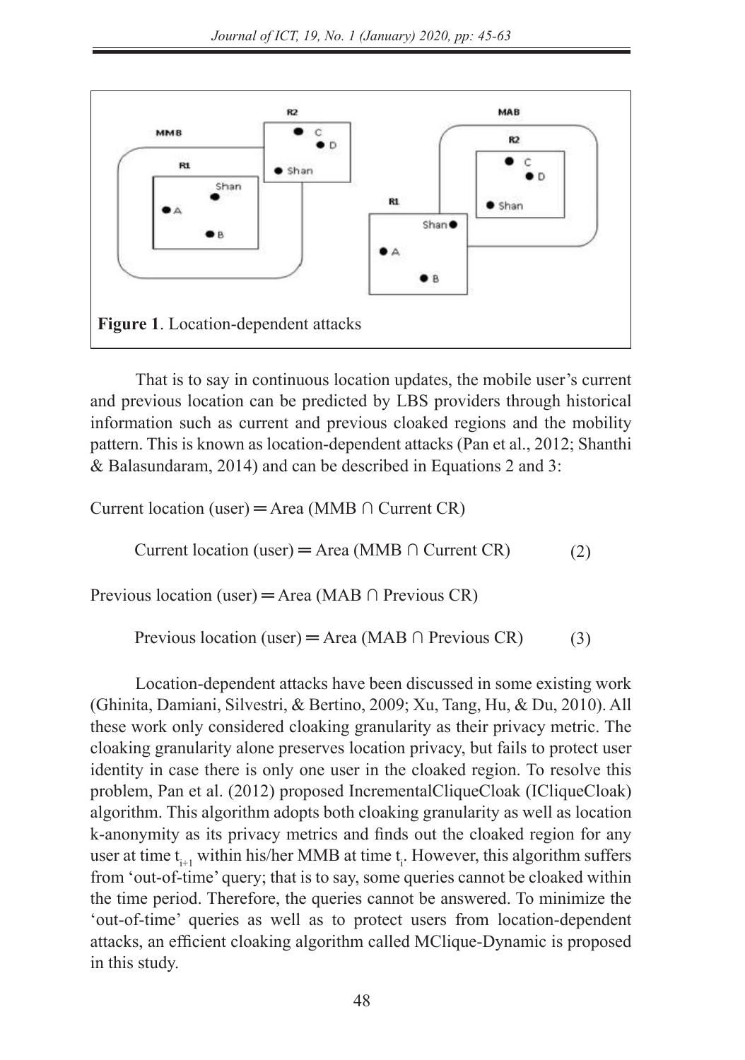Figure 1. Location-dependent attacks

That is to say in continuous location updates, the mobile user's current and previous location can be predicted by LBS providers through historical information such as current and previous cloaked regions and the mobility pattern. This is known as location-dependent attacks (Pan et al., 2012; Shanthi & Balasundaram, 2014) and can be described in Equations 2 and 3:

Current location (user) ═ Area (MMB ∩ Current CR)

$$\text{Current location (user)} = \text{Area (MMB} \cap \text{Current CR)} \qquad (2)$$

Previous location (user) ═ Area (MAB ∩ Previous CR)

$$\text{Previous location (user)} = \text{Area (MAB} \cap \text{Previous CR)} \qquad (3)$$

Location-dependent attacks have been discussed in some existing work (Ghinita, Damiani, Silvestri, & Bertino, 2009; Xu, Tang, Hu, & Du, 2010). All these work only considered cloaking granularity as their privacy metric. The cloaking granularity alone preserves location privacy, but fails to protect user identity in case there is only one user in the cloaked region. To resolve this problem, Pan et al. (2012) proposed IncrementalCliqueCloak (ICliqueCloak) algorithm. This algorithm adopts both cloaking granularity as well as location k-anonymity as its privacy metrics and finds out the cloaked region for any user at time $t_{i+1}$ within his/her MMB at time $t_i$. However, this algorithm suffers from 'out-of-time' query; that is to say, some queries cannot be cloaked within the time period. Therefore, the queries cannot be answered. To minimize the 'out-of-time' queries as well as to protect users from location-dependent attacks, an efficient cloaking algorithm called MClique-Dynamic is proposed in this study.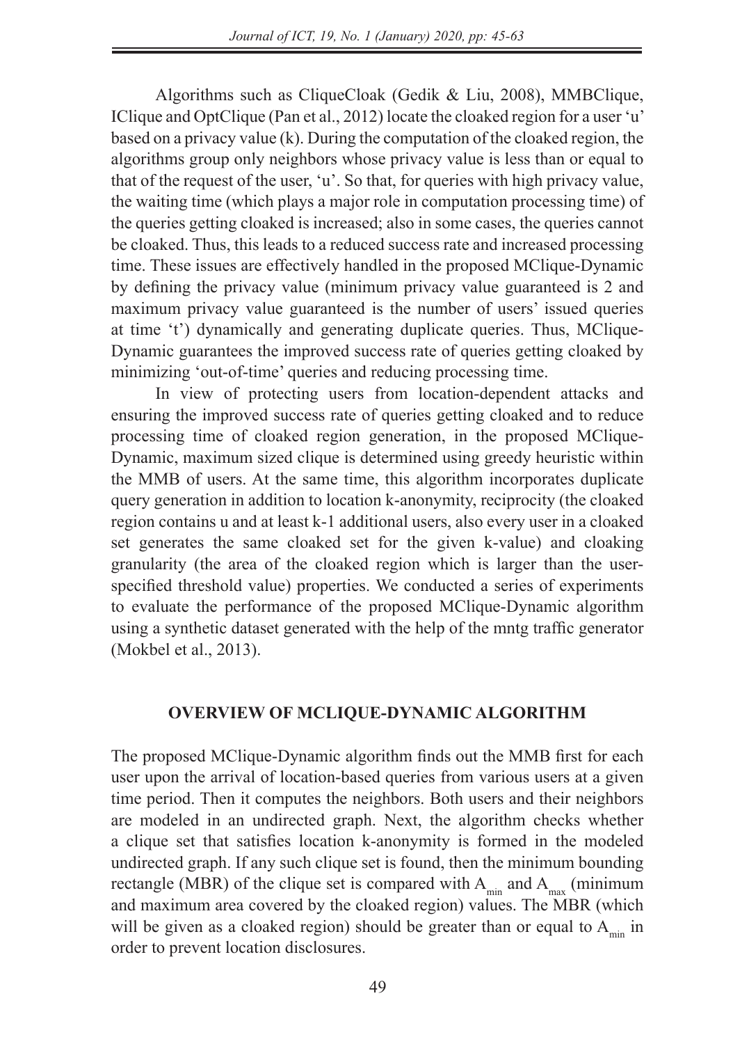Algorithms such as CliqueCloak (Gedik & Liu, 2008), MMBClique, IClique and OptClique (Pan et al., 2012) locate the cloaked region for a user 'u' based on a privacy value (k). During the computation of the cloaked region, the algorithms group only neighbors whose privacy value is less than or equal to that of the request of the user, 'u'. So that, for queries with high privacy value, the waiting time (which plays a major role in computation processing time) of the queries getting cloaked is increased; also in some cases, the queries cannot be cloaked. Thus, this leads to a reduced success rate and increased processing time. These issues are effectively handled in the proposed MClique-Dynamic by defining the privacy value (minimum privacy value guaranteed is 2 and maximum privacy value guaranteed is the number of users' issued queries at time 't') dynamically and generating duplicate queries. Thus, MClique-Dynamic guarantees the improved success rate of queries getting cloaked by minimizing 'out-of-time' queries and reducing processing time.

In view of protecting users from location-dependent attacks and ensuring the improved success rate of queries getting cloaked and to reduce processing time of cloaked region generation, in the proposed MClique-Dynamic, maximum sized clique is determined using greedy heuristic within the MMB of users. At the same time, this algorithm incorporates duplicate query generation in addition to location k-anonymity, reciprocity (the cloaked region contains u and at least k-1 additional users, also every user in a cloaked set generates the same cloaked set for the given k-value) and cloaking granularity (the area of the cloaked region which is larger than the user-specified threshold value) properties. We conducted a series of experiments to evaluate the performance of the proposed MClique-Dynamic algorithm using a synthetic dataset generated with the help of the mntg traffic generator (Mokbel et al., 2013).

## OVERVIEW OF MCLIQUE-DYNAMIC ALGORITHM

The proposed MClique-Dynamic algorithm finds out the MMB first for each user upon the arrival of location-based queries from various users at a given time period. Then it computes the neighbors. Both users and their neighbors are modeled in an undirected graph. Next, the algorithm checks whether a clique set that satisfies location k-anonymity is formed in the modeled undirected graph. If any such clique set is found, then the minimum bounding rectangle (MBR) of the clique set is compared with $A_{min}$ and $A_{max}$ (minimum and maximum area covered by the cloaked region) values. The MBR (which will be given as a cloaked region) should be greater than or equal to $A_{min}$ in order to prevent location disclosures.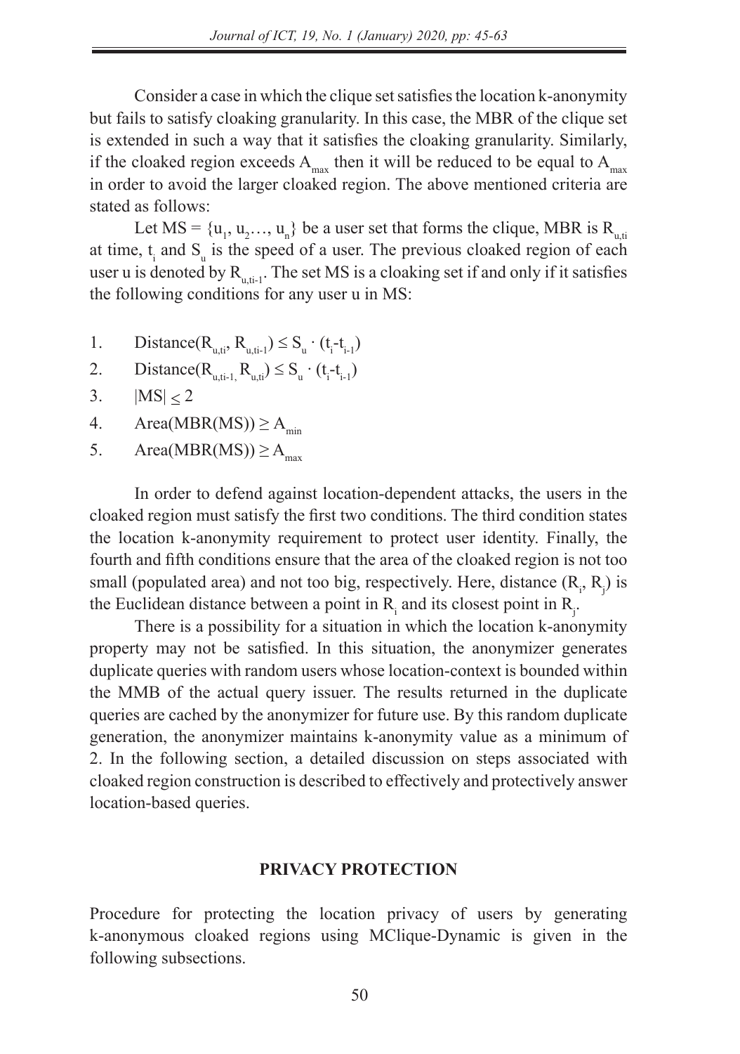Consider a case in which the clique set satisfies the location k-anonymity but fails to satisfy cloaking granularity. In this case, the MBR of the clique set is extended in such a way that it satisfies the cloaking granularity. Similarly, if the cloaked region exceeds $A_{max}$ then it will be reduced to be equal to $A_{max}$ in order to avoid the larger cloaked region. The above mentioned criteria are stated as follows:

Let MS = $\{u_1, u_2..., u_n\}$ be a user set that forms the clique, MBR is $R_{u,ti}$ at time, $t_i$ and $S_u$ is the speed of a user. The previous cloaked region of each user u is denoted by $R_{u,ti-1}$. The set MS is a cloaking set if and only if it satisfies the following conditions for any user u in MS:

1. $\text{Distance}(R_{u,ti}, R_{u,ti-1}) \leq S_u \cdot (t_i - t_{i-1})$
2. $\text{Distance}(R_{u,ti-1}, R_{u,ti}) \leq S_u \cdot (t_i - t_{i-1})$
3. $|MS| \leq 2$
4. $\text{Area}(MBR(MS)) \geq A_{min}$
5. $\text{Area}(MBR(MS)) \geq A_{max}$

In order to defend against location-dependent attacks, the users in the cloaked region must satisfy the first two conditions. The third condition states the location k-anonymity requirement to protect user identity. Finally, the fourth and fifth conditions ensure that the area of the cloaked region is not too small (populated area) and not too big, respectively. Here, distance $(R_i, R_j)$ is the Euclidean distance between a point in $R_i$ and its closest point in $R_j$.

There is a possibility for a situation in which the location k-anonymity property may not be satisfied. In this situation, the anonymizer generates duplicate queries with random users whose location-context is bounded within the MMB of the actual query issuer. The results returned in the duplicate queries are cached by the anonymizer for future use. By this random duplicate generation, the anonymizer maintains k-anonymity value as a minimum of 2. In the following section, a detailed discussion on steps associated with cloaked region construction is described to effectively and protectively answer location-based queries.

## PRIVACY PROTECTION

Procedure for protecting the location privacy of users by generating k-anonymous cloaked regions using MClique-Dynamic is given in the following subsections.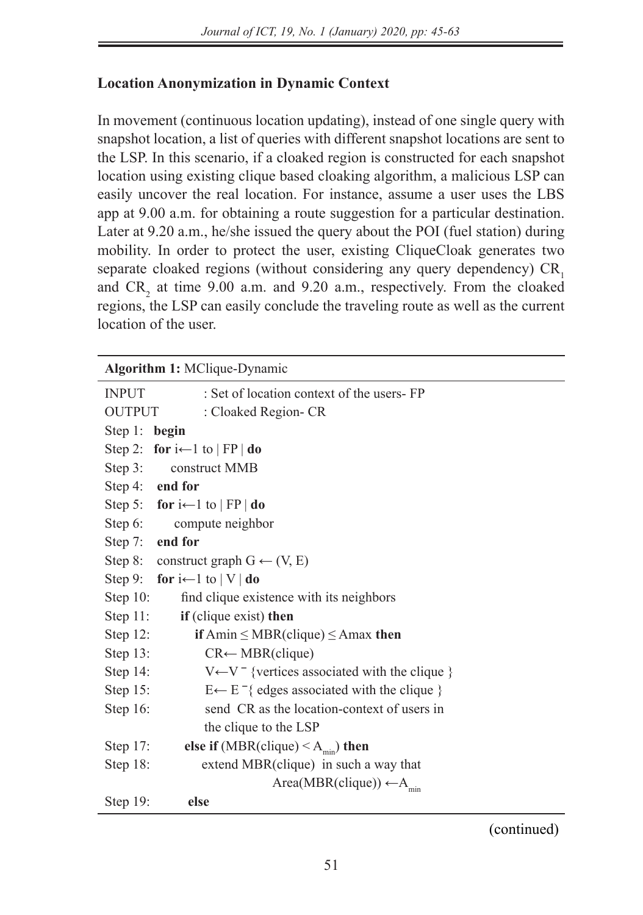**Location Anonymization in Dynamic Context**

In movement (continuous location updating), instead of one single query with snapshot location, a list of queries with different snapshot locations are sent to the LSP. In this scenario, if a cloaked region is constructed for each snapshot location using existing clique based cloaking algorithm, a malicious LSP can easily uncover the real location. For instance, assume a user uses the LBS app at 9.00 a.m. for obtaining a route suggestion for a particular destination. Later at 9.20 a.m., he/she issued the query about the POI (fuel station) during mobility. In order to protect the user, existing CliqueCloak generates two separate cloaked regions (without considering any query dependency) $CR_1$ and $CR_2$ at time 9.00 a.m. and 9.20 a.m., respectively. From the cloaked regions, the LSP can easily conclude the traveling route as well as the current location of the user.

**Algorithm 1:** MClique-Dynamic

```
INPUT        : Set of location context of the users- FP
OUTPUT       : Cloaked Region- CR
Step 1:  begin
Step 2:  for i←1 to | FP | do
Step 3:      construct MMB
Step 4:  end for
Step 5:  for i←1 to | FP | do
Step 6:      compute neighbor
Step 7:  end for
Step 8:  construct graph G ← (V, E)
Step 9:  for i←1 to | V | do
Step 10:     find clique existence with its neighbors
Step 11:     if (clique exist) then
Step 12:        if Amin ≤ MBR(clique) ≤ Amax then
Step 13:           CR← MBR(clique)
Step 14:           V←V ⁻ {vertices associated with the clique }
Step 15:           E← E ⁻{ edges associated with the clique }
Step 16:           send CR as the location-context of users in
                   the clique to the LSP
Step 17:     else if (MBR(clique) < A_min) then
Step 18:        extend MBR(clique) in such a way that
                         Area(MBR(clique)) ←A_min
Step 19:     else
```

(continued)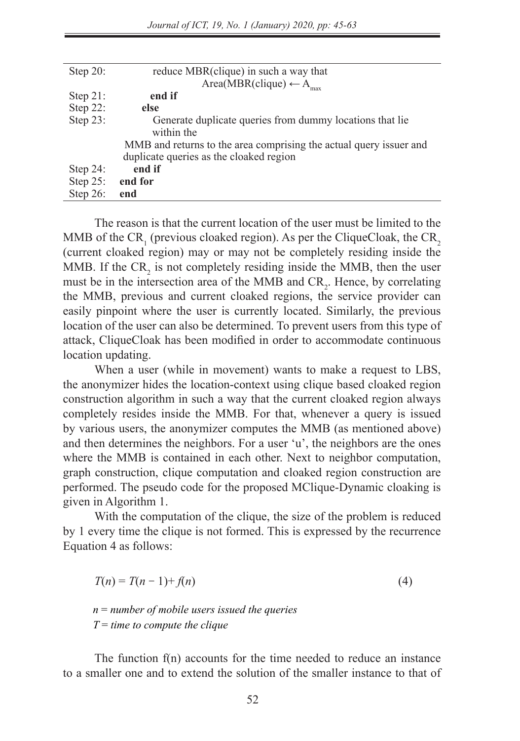| | |
|---|---|
| Step 20: | reduce MBR(clique) in such a way that Area(MBR(clique) ← $A_{max}$ |
| Step 21: | **end if** |
| Step 22: | **else** |
| Step 23: | Generate duplicate queries from dummy locations that lie within the MMB and returns to the area comprising the actual query issuer and duplicate queries as the cloaked region |
| Step 24: | **end if** |
| Step 25: | **end for** |
| Step 26: | **end** |

The reason is that the current location of the user must be limited to the MMB of the $CR_1$ (previous cloaked region). As per the CliqueCloak, the $CR_2$ (current cloaked region) may or may not be completely residing inside the MMB. If the $CR_2$ is not completely residing inside the MMB, then the user must be in the intersection area of the MMB and $CR_2$. Hence, by correlating the MMB, previous and current cloaked regions, the service provider can easily pinpoint where the user is currently located. Similarly, the previous location of the user can also be determined. To prevent users from this type of attack, CliqueCloak has been modified in order to accommodate continuous location updating.

When a user (while in movement) wants to make a request to LBS, the anonymizer hides the location-context using clique based cloaked region construction algorithm in such a way that the current cloaked region always completely resides inside the MMB. For that, whenever a query is issued by various users, the anonymizer computes the MMB (as mentioned above) and then determines the neighbors. For a user 'u', the neighbors are the ones where the MMB is contained in each other. Next to neighbor computation, graph construction, clique computation and cloaked region construction are performed. The pseudo code for the proposed MClique-Dynamic cloaking is given in Algorithm 1.

With the computation of the clique, the size of the problem is reduced by 1 every time the clique is not formed. This is expressed by the recurrence Equation 4 as follows:

$$T(n) = T(n - 1) + f(n) \tag{4}$$

*n = number of mobile users issued the queries*
*T = time to compute the clique*

The function f(n) accounts for the time needed to reduce an instance to a smaller one and to extend the solution of the smaller instance to that of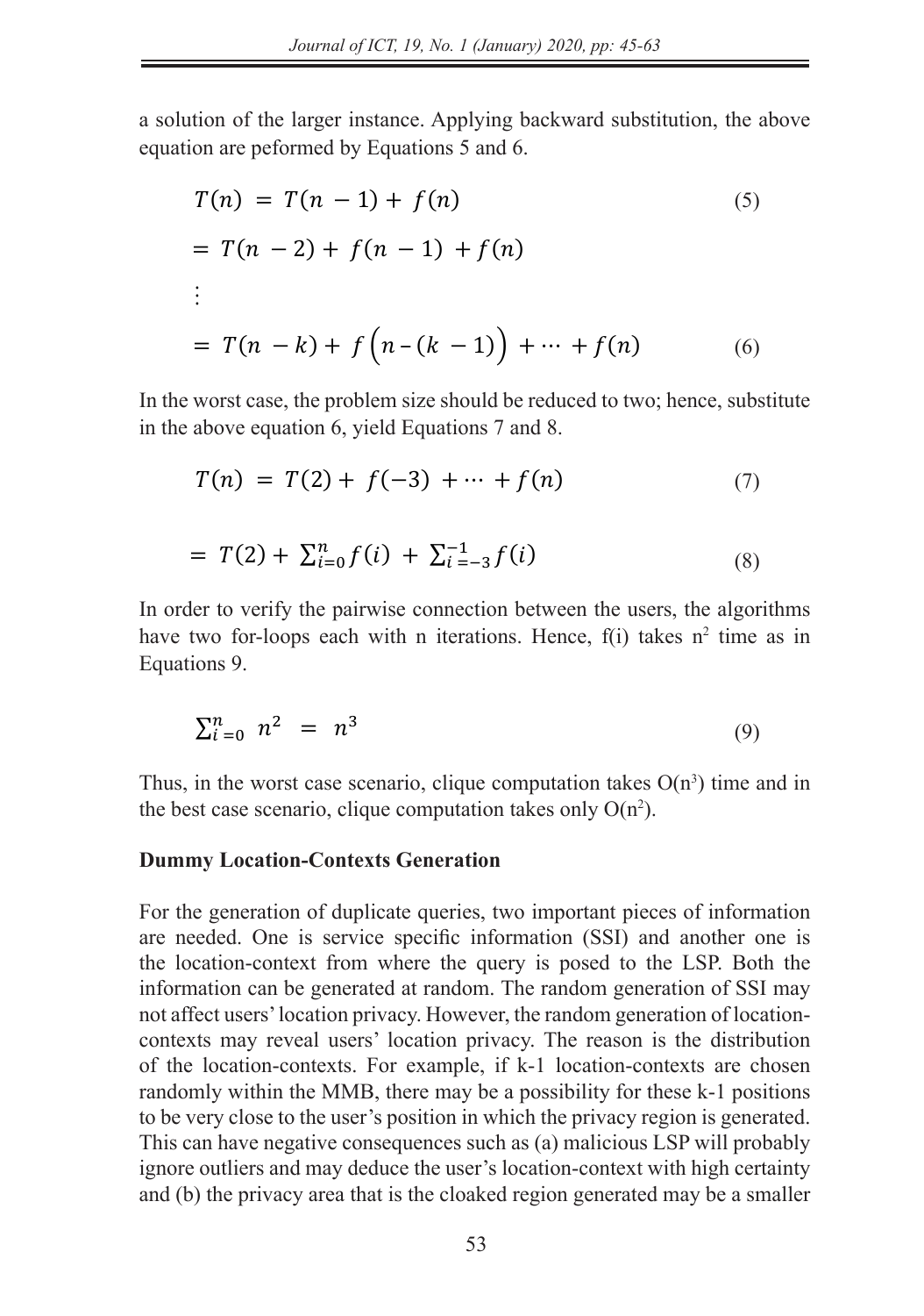a solution of the larger instance. Applying backward substitution, the above equation are peformed by Equations 5 and 6.

$$T(n) = T(n-1) + f(n) \tag{5}$$

$$= T(n-2) + f(n-1) + f(n)$$

$$\vdots$$

$$= T(n-k) + f\left(n-(k-1)\right) + \cdots + f(n) \tag{6}$$

In the worst case, the problem size should be reduced to two; hence, substitute in the above equation 6, yield Equations 7 and 8.

$$T(n) = T(2) + f(-3) + \cdots + f(n) \tag{7}$$

$$= T(2) + \sum_{i=0}^{n} f(i) + \sum_{i=-3}^{-1} f(i) \tag{8}$$

In order to verify the pairwise connection between the users, the algorithms have two for-loops each with n iterations. Hence, f(i) takes $n^2$ time as in Equations 9.

$$\sum_{i=0}^{n} n^2 = n^3 \tag{9}$$

Thus, in the worst case scenario, clique computation takes $O(n^3)$ time and in the best case scenario, clique computation takes only $O(n^2)$.

**Dummy Location-Contexts Generation**

For the generation of duplicate queries, two important pieces of information are needed. One is service specific information (SSI) and another one is the location-context from where the query is posed to the LSP. Both the information can be generated at random. The random generation of SSI may not affect users' location privacy. However, the random generation of location-contexts may reveal users' location privacy. The reason is the distribution of the location-contexts. For example, if k-1 location-contexts are chosen randomly within the MMB, there may be a possibility for these k-1 positions to be very close to the user's position in which the privacy region is generated. This can have negative consequences such as (a) malicious LSP will probably ignore outliers and may deduce the user's location-context with high certainty and (b) the privacy area that is the cloaked region generated may be a smaller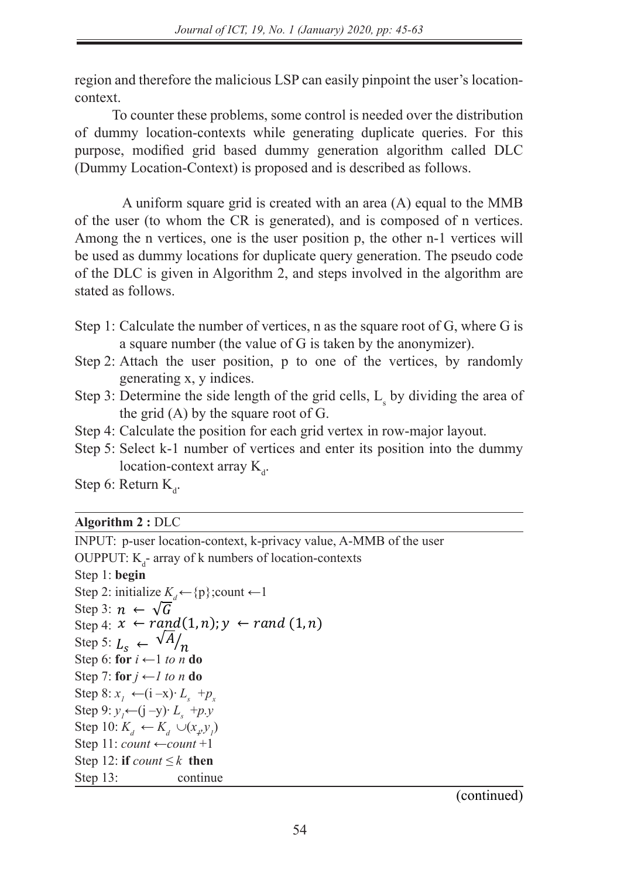region and therefore the malicious LSP can easily pinpoint the user's location-context.

To counter these problems, some control is needed over the distribution of dummy location-contexts while generating duplicate queries. For this purpose, modified grid based dummy generation algorithm called DLC (Dummy Location-Context) is proposed and is described as follows.

A uniform square grid is created with an area (A) equal to the MMB of the user (to whom the CR is generated), and is composed of n vertices. Among the n vertices, one is the user position p, the other n-1 vertices will be used as dummy locations for duplicate query generation. The pseudo code of the DLC is given in Algorithm 2, and steps involved in the algorithm are stated as follows.

Step 1: Calculate the number of vertices, n as the square root of G, where G is a square number (the value of G is taken by the anonymizer).
Step 2: Attach the user position, p to one of the vertices, by randomly generating x, y indices.
Step 3: Determine the side length of the grid cells, $L_s$ by dividing the area of the grid (A) by the square root of G.
Step 4: Calculate the position for each grid vertex in row-major layout.
Step 5: Select k-1 number of vertices and enter its position into the dummy location-context array $K_d$.
Step 6: Return $K_d$.

**Algorithm 2 :** DLC

INPUT: p-user location-context, k-privacy value, A-MMB of the user
OUPPUT: $K_d$- array of k numbers of location-contexts
Step 1: **begin**
Step 2: initialize $K_d \leftarrow \{p\}$;count $\leftarrow 1$
Step 3: $n \leftarrow \sqrt{G}$
Step 4: $x \leftarrow rand(1, n); y \leftarrow rand(1, n)$
Step 5: $L_s \leftarrow \sqrt{A}/n$
Step 6: **for** $i \leftarrow 1$ *to* $n$ **do**
Step 7: **for** $j \leftarrow 1$ *to* $n$ **do**
Step 8: $x_1 \leftarrow (i - x) \cdot L_s + p_x$
Step 9: $y_1 \leftarrow (j - y) \cdot L_s + p.y$
Step 10: $K_d \leftarrow K_d \cup (x_1, y_1)$
Step 11: $count \leftarrow count + 1$
Step 12: **if** $count \leq k$ **then**
Step 13: continue

(continued)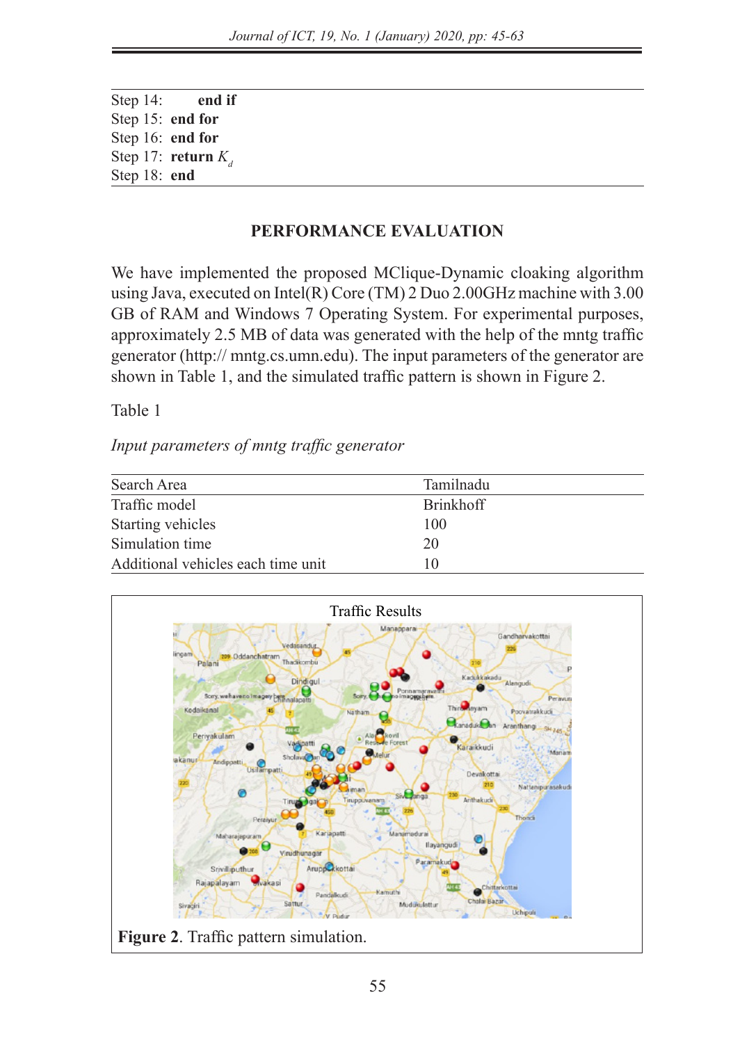Step 14: **end if**
Step 15: **end for**
Step 16: **end for**
Step 17: **return** $K_d$
Step 18: **end**

## PERFORMANCE EVALUATION

We have implemented the proposed MClique-Dynamic cloaking algorithm using Java, executed on Intel(R) Core (TM) 2 Duo 2.00GHz machine with 3.00 GB of RAM and Windows 7 Operating System. For experimental purposes, approximately 2.5 MB of data was generated with the help of the mntg traffic generator (http:// mntg.cs.umn.edu). The input parameters of the generator are shown in Table 1, and the simulated traffic pattern is shown in Figure 2.

Table 1

*Input parameters of mntg traffic generator*

| | |
|---|---|
| Search Area | Tamilnadu |
| Traffic model | Brinkhoff |
| Starting vehicles | 100 |
| Simulation time | 20 |
| Additional vehicles each time unit | 10 |

**Figure 2**. Traffic pattern simulation.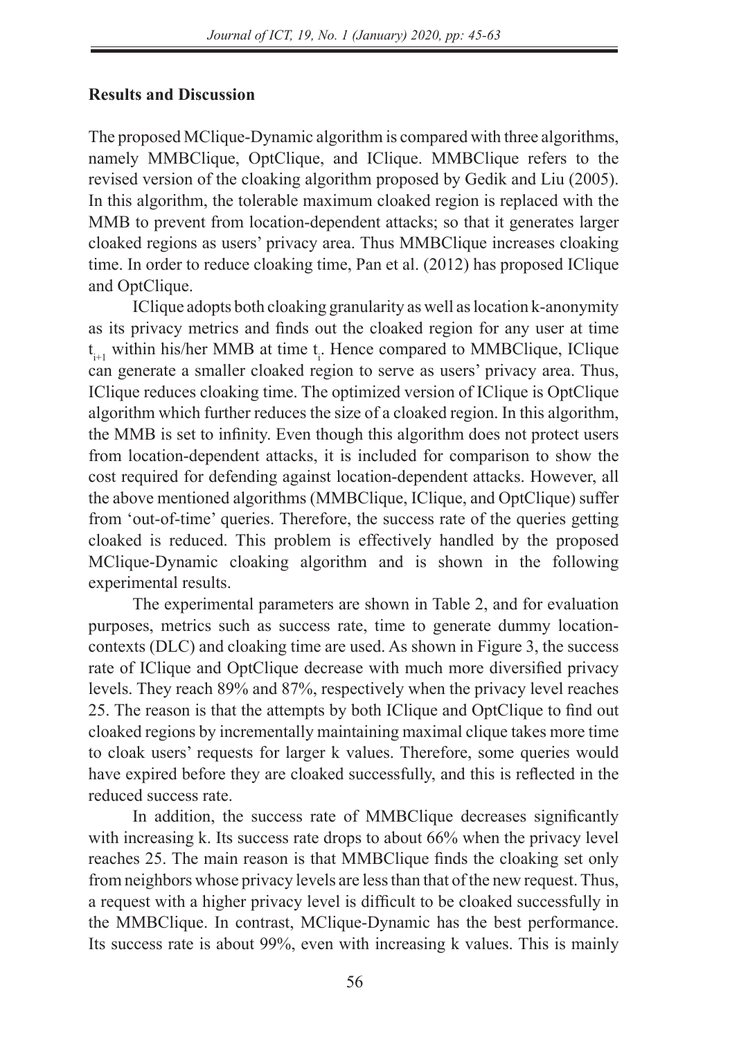## Results and Discussion

The proposed MClique-Dynamic algorithm is compared with three algorithms, namely MMBClique, OptClique, and IClique. MMBClique refers to the revised version of the cloaking algorithm proposed by Gedik and Liu (2005). In this algorithm, the tolerable maximum cloaked region is replaced with the MMB to prevent from location-dependent attacks; so that it generates larger cloaked regions as users' privacy area. Thus MMBClique increases cloaking time. In order to reduce cloaking time, Pan et al. (2012) has proposed IClique and OptClique.

IClique adopts both cloaking granularity as well as location k-anonymity as its privacy metrics and finds out the cloaked region for any user at time $t_{i+1}$ within his/her MMB at time $t_i$. Hence compared to MMBClique, IClique can generate a smaller cloaked region to serve as users' privacy area. Thus, IClique reduces cloaking time. The optimized version of IClique is OptClique algorithm which further reduces the size of a cloaked region. In this algorithm, the MMB is set to infinity. Even though this algorithm does not protect users from location-dependent attacks, it is included for comparison to show the cost required for defending against location-dependent attacks. However, all the above mentioned algorithms (MMBClique, IClique, and OptClique) suffer from 'out-of-time' queries. Therefore, the success rate of the queries getting cloaked is reduced. This problem is effectively handled by the proposed MClique-Dynamic cloaking algorithm and is shown in the following experimental results.

The experimental parameters are shown in Table 2, and for evaluation purposes, metrics such as success rate, time to generate dummy location-contexts (DLC) and cloaking time are used. As shown in Figure 3, the success rate of IClique and OptClique decrease with much more diversified privacy levels. They reach 89% and 87%, respectively when the privacy level reaches 25. The reason is that the attempts by both IClique and OptClique to find out cloaked regions by incrementally maintaining maximal clique takes more time to cloak users' requests for larger k values. Therefore, some queries would have expired before they are cloaked successfully, and this is reflected in the reduced success rate.

In addition, the success rate of MMBClique decreases significantly with increasing k. Its success rate drops to about 66% when the privacy level reaches 25. The main reason is that MMBClique finds the cloaking set only from neighbors whose privacy levels are less than that of the new request. Thus, a request with a higher privacy level is difficult to be cloaked successfully in the MMBClique. In contrast, MClique-Dynamic has the best performance. Its success rate is about 99%, even with increasing k values. This is mainly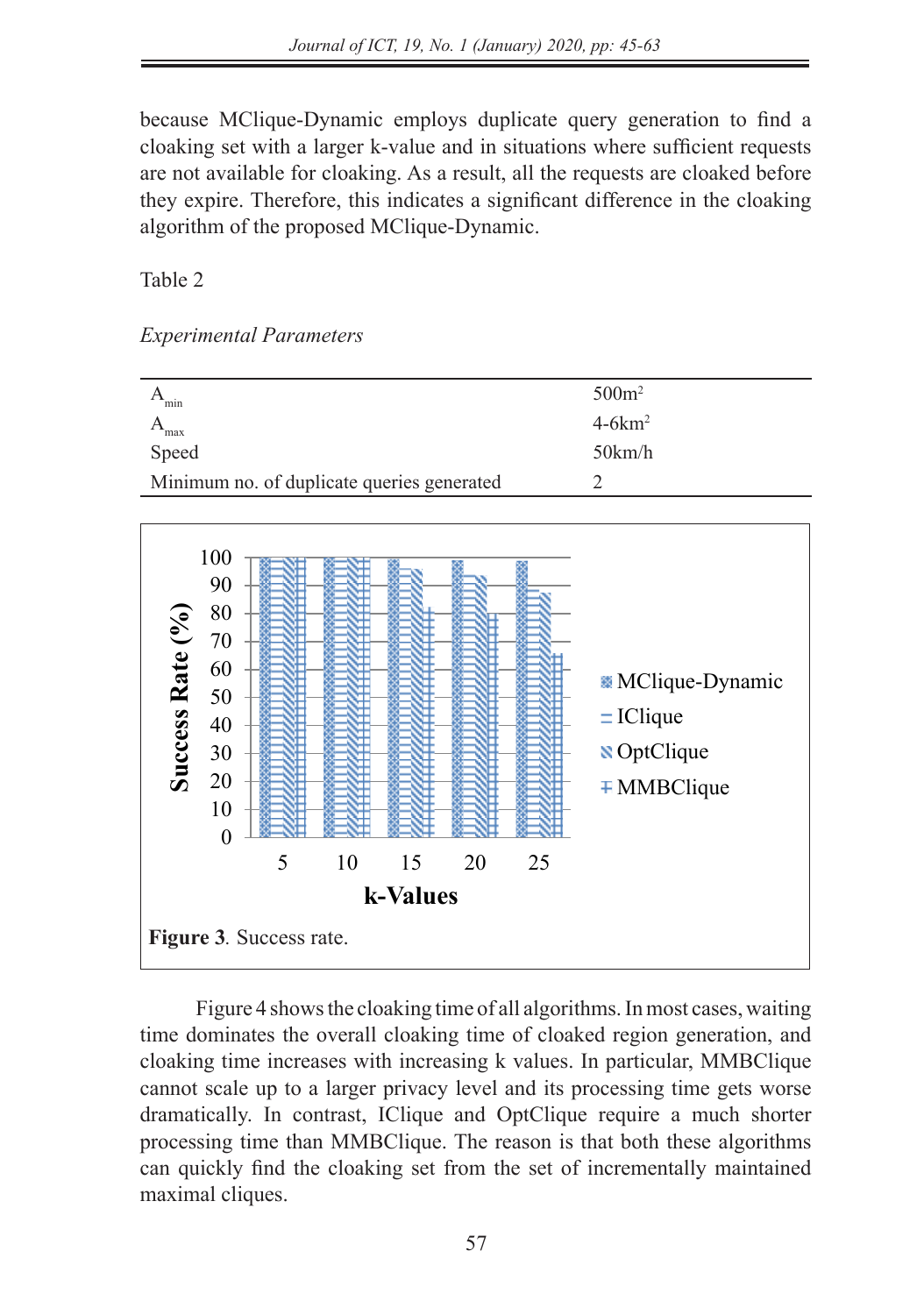because MClique-Dynamic employs duplicate query generation to find a cloaking set with a larger k-value and in situations where sufficient requests are not available for cloaking. As a result, all the requests are cloaked before they expire. Therefore, this indicates a significant difference in the cloaking algorithm of the proposed MClique-Dynamic.

Table 2

*Experimental Parameters*

| | |
|---|---|
| $A_{min}$ | 500m$^2$ |
| $A_{max}$ | 4-6km$^2$ |
| Speed | 50km/h |
| Minimum no. of duplicate queries generated | 2 |

**Figure 3**. Success rate.

Figure 4 shows the cloaking time of all algorithms. In most cases, waiting time dominates the overall cloaking time of cloaked region generation, and cloaking time increases with increasing k values. In particular, MMBClique cannot scale up to a larger privacy level and its processing time gets worse dramatically. In contrast, IClique and OptClique require a much shorter processing time than MMBClique. The reason is that both these algorithms can quickly find the cloaking set from the set of incrementally maintained maximal cliques.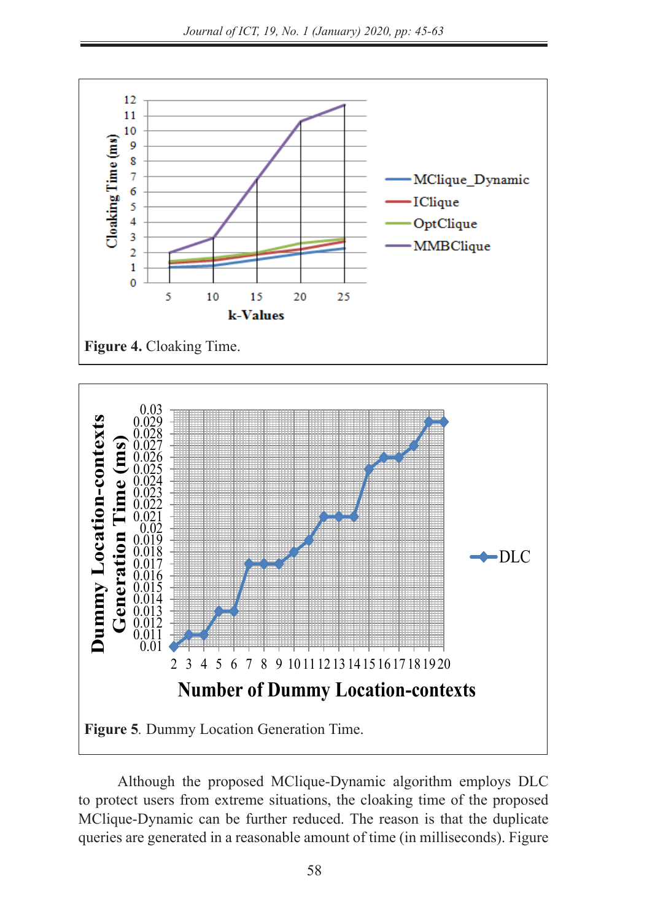Figure 4. Cloaking Time.

Figure 5. Dummy Location Generation Time.

Although the proposed MClique-Dynamic algorithm employs DLC to protect users from extreme situations, the cloaking time of the proposed MClique-Dynamic can be further reduced. The reason is that the duplicate queries are generated in a reasonable amount of time (in milliseconds). Figure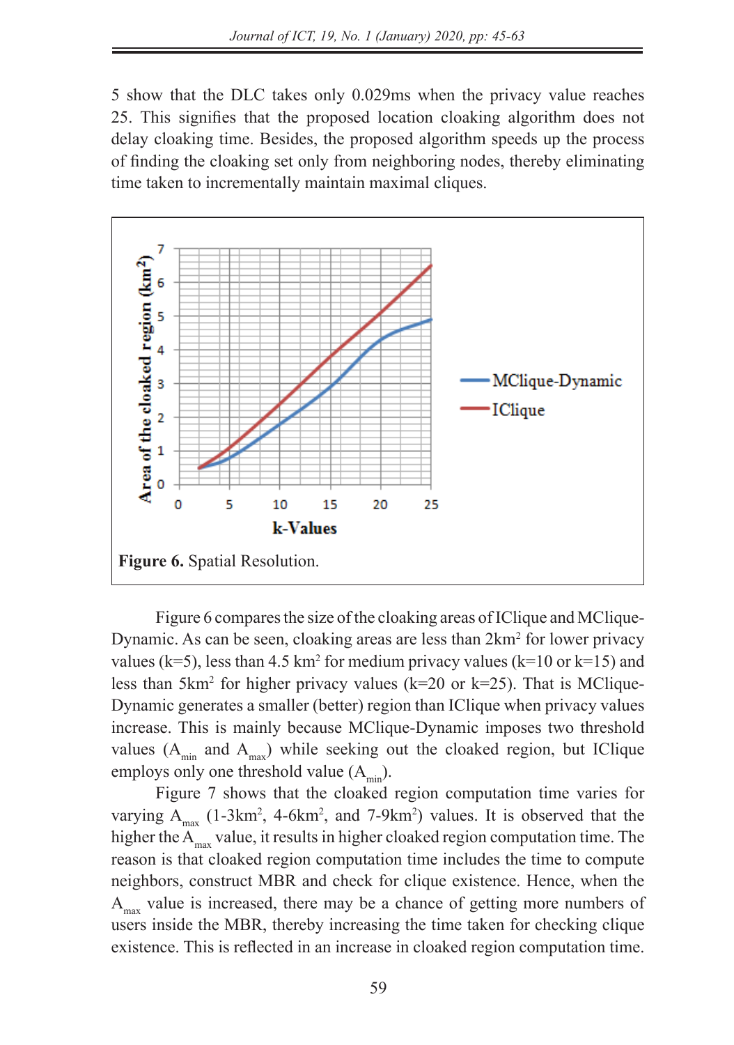5 show that the DLC takes only 0.029ms when the privacy value reaches 25. This signifies that the proposed location cloaking algorithm does not delay cloaking time. Besides, the proposed algorithm speeds up the process of finding the cloaking set only from neighboring nodes, thereby eliminating time taken to incrementally maintain maximal cliques.

**Figure 6.** Spatial Resolution.

Figure 6 compares the size of the cloaking areas of IClique and MClique-Dynamic. As can be seen, cloaking areas are less than $2km^2$ for lower privacy values (k=5), less than 4.5 $km^2$ for medium privacy values (k=10 or k=15) and less than $5km^2$ for higher privacy values (k=20 or k=25). That is MClique-Dynamic generates a smaller (better) region than IClique when privacy values increase. This is mainly because MClique-Dynamic imposes two threshold values ($A_{min}$ and $A_{max}$) while seeking out the cloaked region, but IClique employs only one threshold value ($A_{min}$).

Figure 7 shows that the cloaked region computation time varies for varying $A_{max}$ (1-$3km^2$, 4-$6km^2$, and 7-$9km^2$) values. It is observed that the higher the $A_{max}$ value, it results in higher cloaked region computation time. The reason is that cloaked region computation time includes the time to compute neighbors, construct MBR and check for clique existence. Hence, when the $A_{max}$ value is increased, there may be a chance of getting more numbers of users inside the MBR, thereby increasing the time taken for checking clique existence. This is reflected in an increase in cloaked region computation time.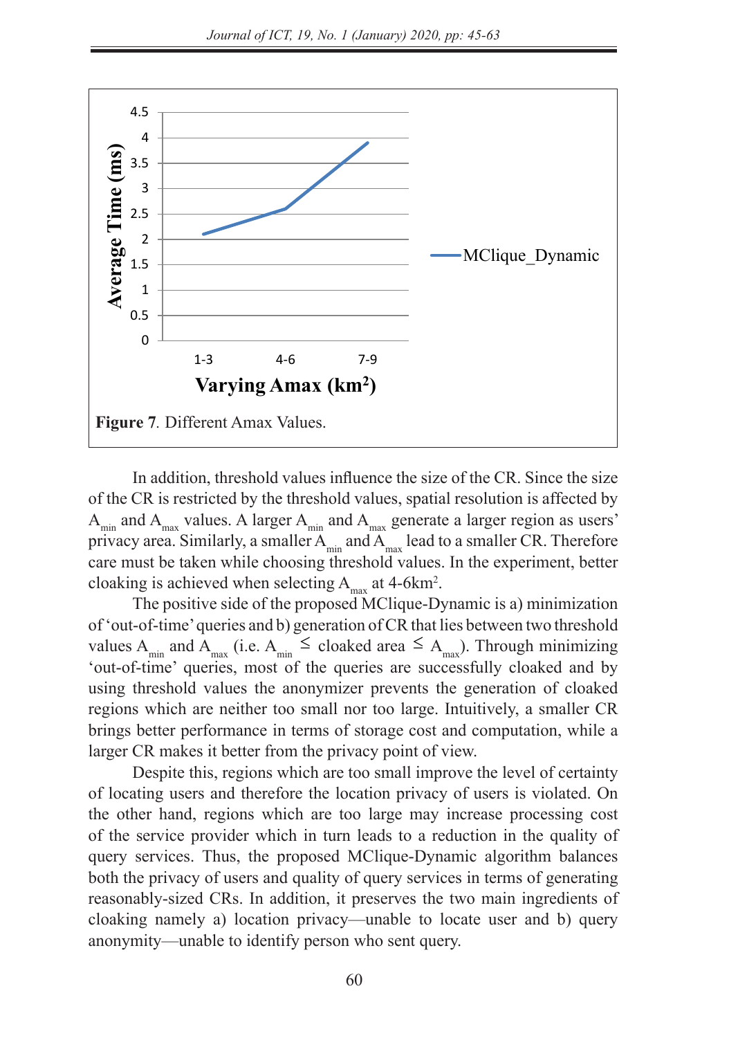**Figure 7**. Different Amax Values.

In addition, threshold values influence the size of the CR. Since the size of the CR is restricted by the threshold values, spatial resolution is affected by $A_{min}$ and $A_{max}$ values. A larger $A_{min}$ and $A_{max}$ generate a larger region as users' privacy area. Similarly, a smaller $A_{min}$ and $A_{max}$ lead to a smaller CR. Therefore care must be taken while choosing threshold values. In the experiment, better cloaking is achieved when selecting $A_{max}$ at 4-6km$^2$.

The positive side of the proposed MClique-Dynamic is a) minimization of 'out-of-time' queries and b) generation of CR that lies between two threshold values $A_{min}$ and $A_{max}$ (i.e. $A_{min} \leq$ cloaked area $\leq A_{max}$). Through minimizing 'out-of-time' queries, most of the queries are successfully cloaked and by using threshold values the anonymizer prevents the generation of cloaked regions which are neither too small nor too large. Intuitively, a smaller CR brings better performance in terms of storage cost and computation, while a larger CR makes it better from the privacy point of view.

Despite this, regions which are too small improve the level of certainty of locating users and therefore the location privacy of users is violated. On the other hand, regions which are too large may increase processing cost of the service provider which in turn leads to a reduction in the quality of query services. Thus, the proposed MClique-Dynamic algorithm balances both the privacy of users and quality of query services in terms of generating reasonably-sized CRs. In addition, it preserves the two main ingredients of cloaking namely a) location privacy—unable to locate user and b) query anonymity—unable to identify person who sent query.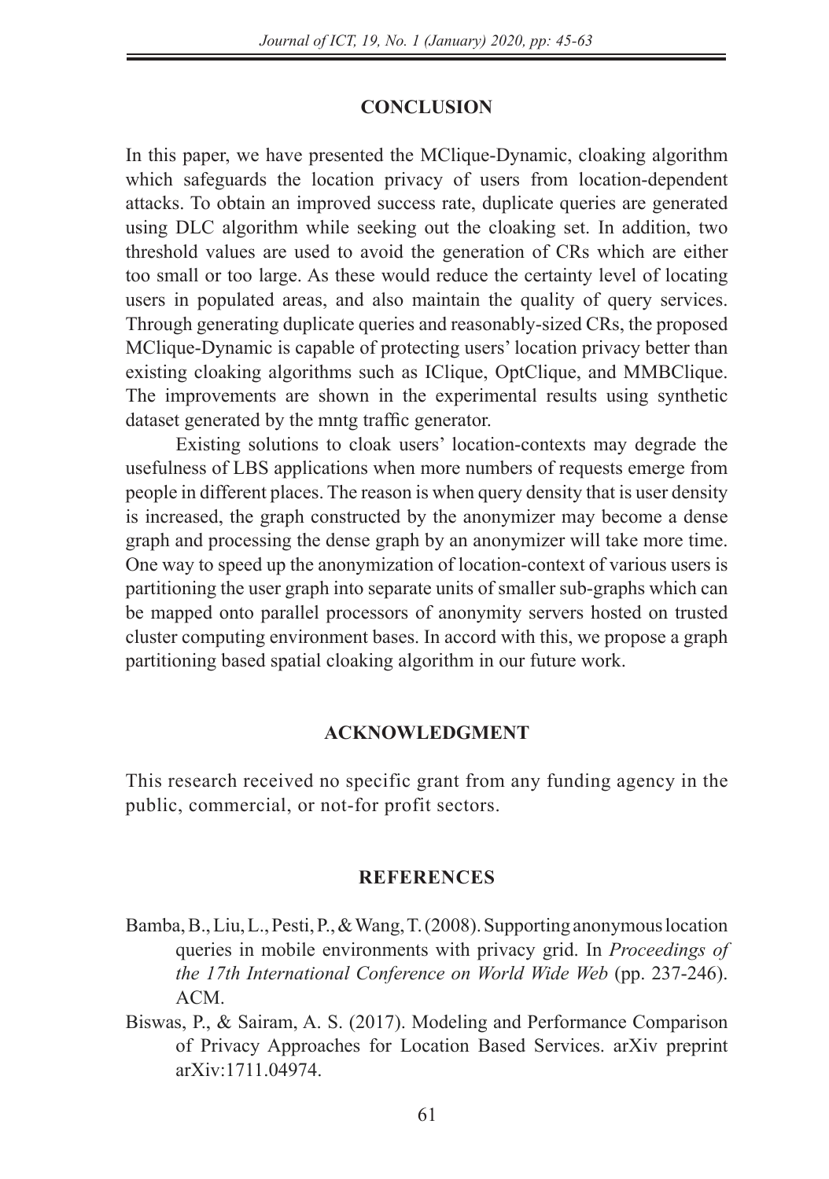## CONCLUSION

In this paper, we have presented the MClique-Dynamic, cloaking algorithm which safeguards the location privacy of users from location-dependent attacks. To obtain an improved success rate, duplicate queries are generated using DLC algorithm while seeking out the cloaking set. In addition, two threshold values are used to avoid the generation of CRs which are either too small or too large. As these would reduce the certainty level of locating users in populated areas, and also maintain the quality of query services. Through generating duplicate queries and reasonably-sized CRs, the proposed MClique-Dynamic is capable of protecting users' location privacy better than existing cloaking algorithms such as IClique, OptClique, and MMBClique. The improvements are shown in the experimental results using synthetic dataset generated by the mntg traffic generator.

Existing solutions to cloak users' location-contexts may degrade the usefulness of LBS applications when more numbers of requests emerge from people in different places. The reason is when query density that is user density is increased, the graph constructed by the anonymizer may become a dense graph and processing the dense graph by an anonymizer will take more time. One way to speed up the anonymization of location-context of various users is partitioning the user graph into separate units of smaller sub-graphs which can be mapped onto parallel processors of anonymity servers hosted on trusted cluster computing environment bases. In accord with this, we propose a graph partitioning based spatial cloaking algorithm in our future work.

## ACKNOWLEDGMENT

This research received no specific grant from any funding agency in the public, commercial, or not-for profit sectors.

## REFERENCES

Bamba, B., Liu, L., Pesti, P., & Wang, T. (2008). Supporting anonymous location queries in mobile environments with privacy grid. In *Proceedings of the 17th International Conference on World Wide Web* (pp. 237-246). ACM.

Biswas, P., & Sairam, A. S. (2017). Modeling and Performance Comparison of Privacy Approaches for Location Based Services. arXiv preprint arXiv:1711.04974.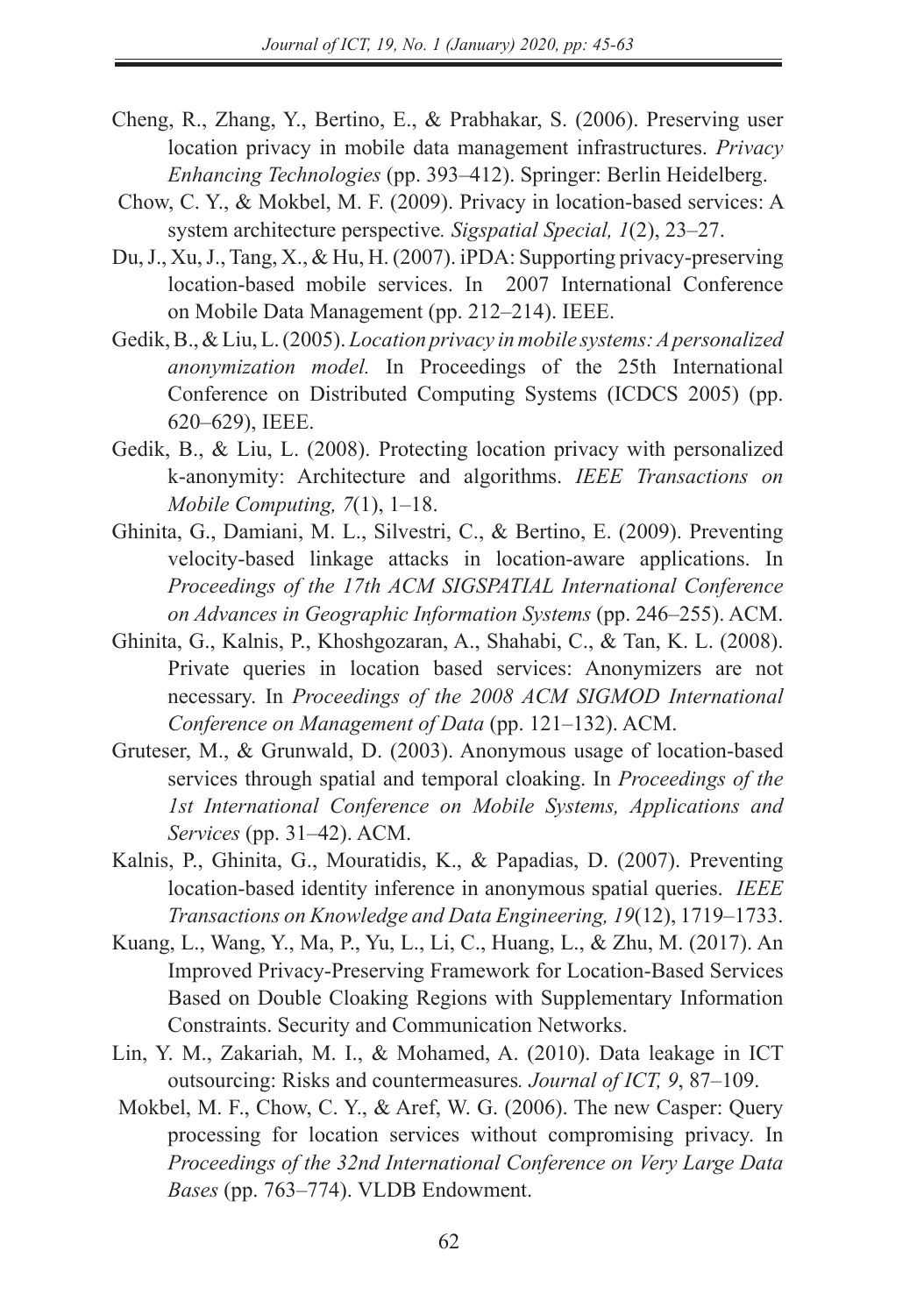Cheng, R., Zhang, Y., Bertino, E., & Prabhakar, S. (2006). Preserving user location privacy in mobile data management infrastructures. *Privacy Enhancing Technologies* (pp. 393–412). Springer: Berlin Heidelberg.

Chow, C. Y., & Mokbel, M. F. (2009). Privacy in location-based services: A system architecture perspective*. Sigspatial Special, 1*(2), 23–27.

Du, J., Xu, J., Tang, X., & Hu, H. (2007). iPDA: Supporting privacy-preserving location-based mobile services. In 2007 International Conference on Mobile Data Management (pp. 212–214). IEEE.

Gedik, B., & Liu, L. (2005). *Location privacy in mobile systems: A personalized anonymization model.* In Proceedings of the 25th International Conference on Distributed Computing Systems (ICDCS 2005) (pp. 620–629), IEEE.

Gedik, B., & Liu, L. (2008). Protecting location privacy with personalized k-anonymity: Architecture and algorithms. *IEEE Transactions on Mobile Computing, 7*(1), 1–18.

Ghinita, G., Damiani, M. L., Silvestri, C., & Bertino, E. (2009). Preventing velocity-based linkage attacks in location-aware applications. In *Proceedings of the 17th ACM SIGSPATIAL International Conference on Advances in Geographic Information Systems* (pp. 246–255). ACM.

Ghinita, G., Kalnis, P., Khoshgozaran, A., Shahabi, C., & Tan, K. L. (2008). Private queries in location based services: Anonymizers are not necessary. In *Proceedings of the 2008 ACM SIGMOD International Conference on Management of Data* (pp. 121–132). ACM.

Gruteser, M., & Grunwald, D. (2003). Anonymous usage of location-based services through spatial and temporal cloaking. In *Proceedings of the 1st International Conference on Mobile Systems, Applications and Services* (pp. 31–42). ACM.

Kalnis, P., Ghinita, G., Mouratidis, K., & Papadias, D. (2007). Preventing location-based identity inference in anonymous spatial queries. *IEEE Transactions on Knowledge and Data Engineering, 19*(12), 1719–1733.

Kuang, L., Wang, Y., Ma, P., Yu, L., Li, C., Huang, L., & Zhu, M. (2017). An Improved Privacy-Preserving Framework for Location-Based Services Based on Double Cloaking Regions with Supplementary Information Constraints. Security and Communication Networks.

Lin, Y. M., Zakariah, M. I., & Mohamed, A. (2010). Data leakage in ICT outsourcing: Risks and countermeasures*. Journal of ICT, 9*, 87–109.

Mokbel, M. F., Chow, C. Y., & Aref, W. G. (2006). The new Casper: Query processing for location services without compromising privacy. In *Proceedings of the 32nd International Conference on Very Large Data Bases* (pp. 763–774). VLDB Endowment.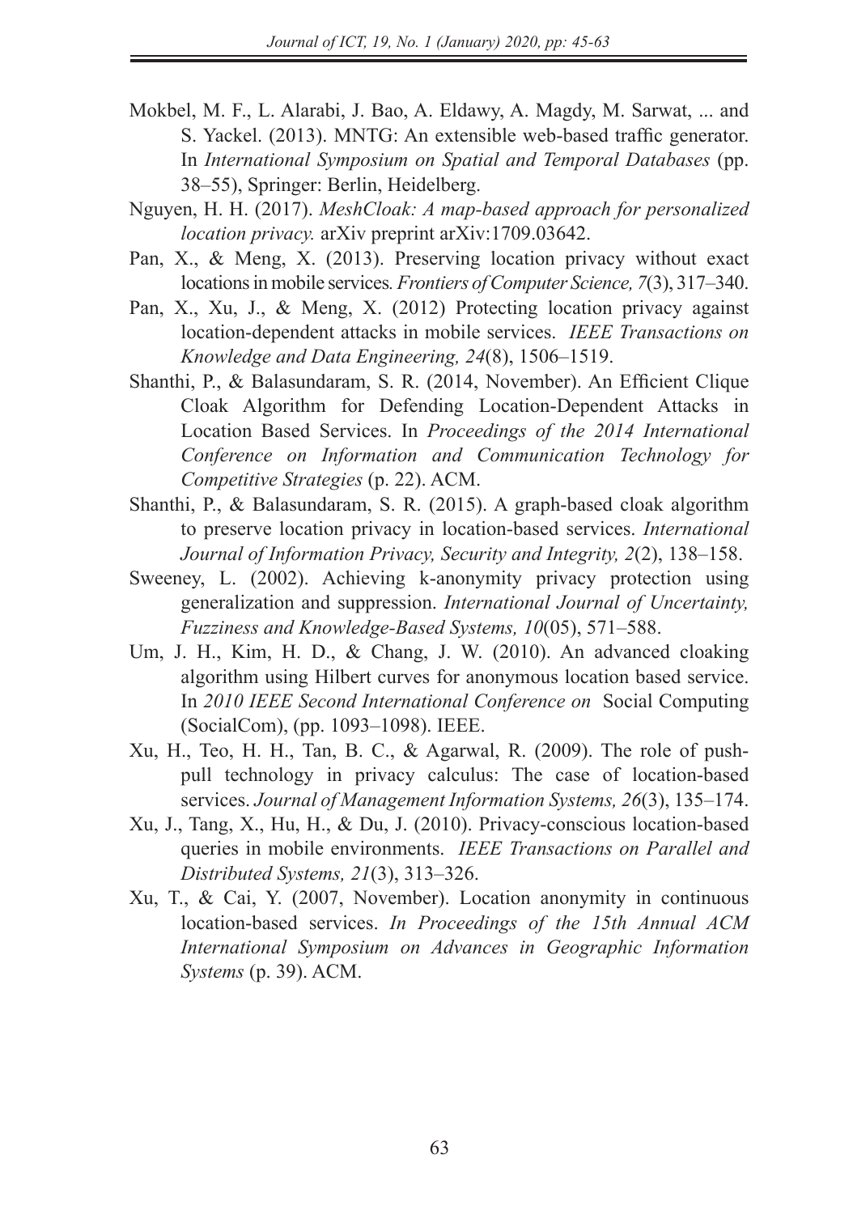Mokbel, M. F., L. Alarabi, J. Bao, A. Eldawy, A. Magdy, M. Sarwat, ... and S. Yackel. (2013). MNTG: An extensible web-based traffic generator. In *International Symposium on Spatial and Temporal Databases* (pp. 38–55), Springer: Berlin, Heidelberg.

Nguyen, H. H. (2017). *MeshCloak: A map-based approach for personalized location privacy.* arXiv preprint arXiv:1709.03642.

Pan, X., & Meng, X. (2013). Preserving location privacy without exact locations in mobile services*. Frontiers of Computer Science, 7*(3), 317–340.

Pan, X., Xu, J., & Meng, X. (2012) Protecting location privacy against location-dependent attacks in mobile services. *IEEE Transactions on Knowledge and Data Engineering, 24*(8), 1506–1519.

Shanthi, P., & Balasundaram, S. R. (2014, November). An Efficient Clique Cloak Algorithm for Defending Location-Dependent Attacks in Location Based Services. In *Proceedings of the 2014 International Conference on Information and Communication Technology for Competitive Strategies* (p. 22). ACM.

Shanthi, P., & Balasundaram, S. R. (2015). A graph-based cloak algorithm to preserve location privacy in location-based services. *International Journal of Information Privacy, Security and Integrity, 2*(2), 138–158.

Sweeney, L. (2002). Achieving k-anonymity privacy protection using generalization and suppression. *International Journal of Uncertainty, Fuzziness and Knowledge-Based Systems, 10*(05), 571–588.

Um, J. H., Kim, H. D., & Chang, J. W. (2010). An advanced cloaking algorithm using Hilbert curves for anonymous location based service. In *2010 IEEE Second International Conference on* Social Computing (SocialCom), (pp. 1093–1098). IEEE.

Xu, H., Teo, H. H., Tan, B. C., & Agarwal, R. (2009). The role of push-pull technology in privacy calculus: The case of location-based services. *Journal of Management Information Systems, 26*(3), 135–174.

Xu, J., Tang, X., Hu, H., & Du, J. (2010). Privacy-conscious location-based queries in mobile environments. *IEEE Transactions on Parallel and Distributed Systems, 21*(3), 313–326.

Xu, T., & Cai, Y. (2007, November). Location anonymity in continuous location-based services. *In Proceedings of the 15th Annual ACM International Symposium on Advances in Geographic Information Systems* (p. 39). ACM.